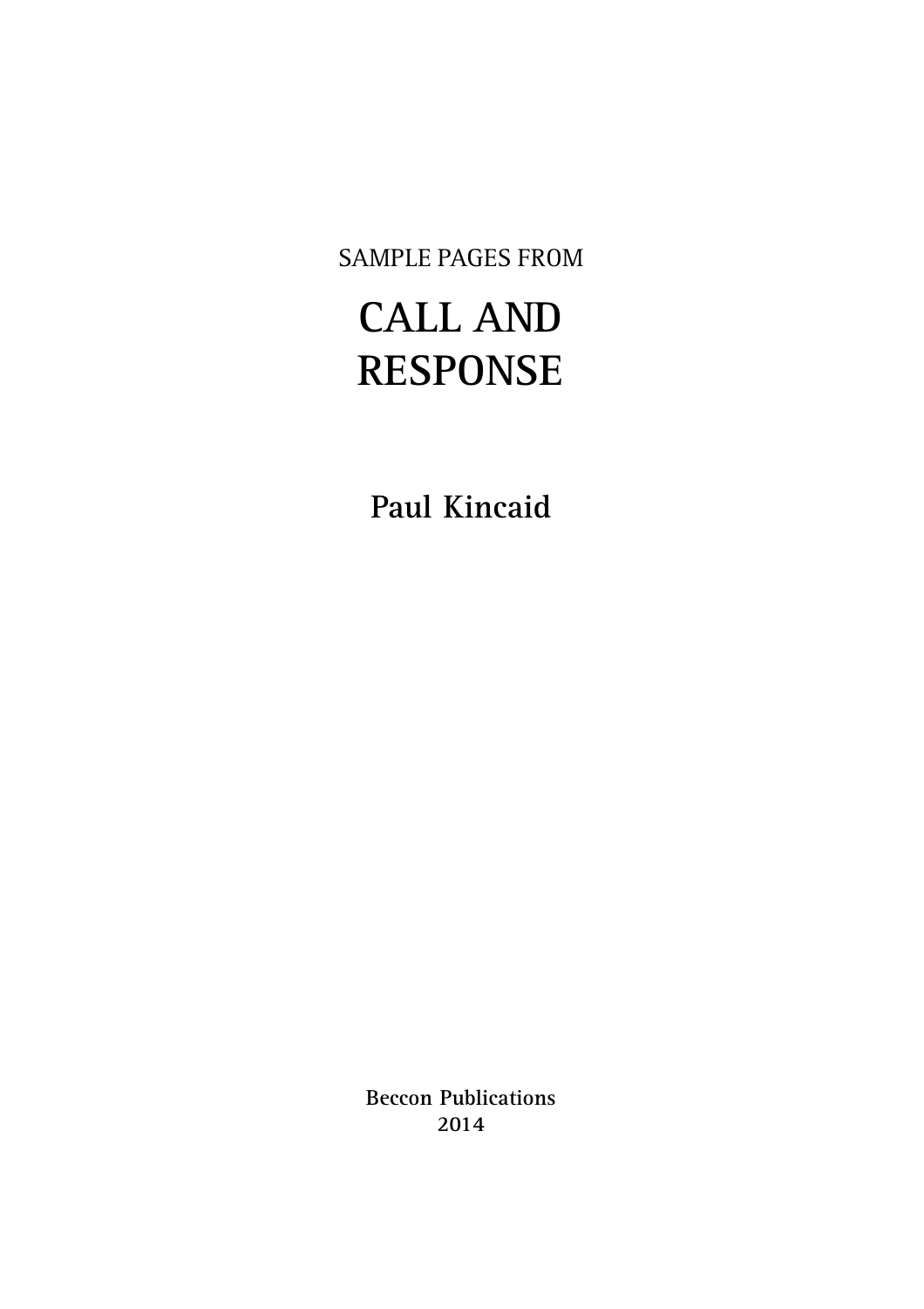SAMPLE PAGES FROM

# CALL AND RESPONSE

**Paul Kincaid**

**Beccon Publications**
**2014**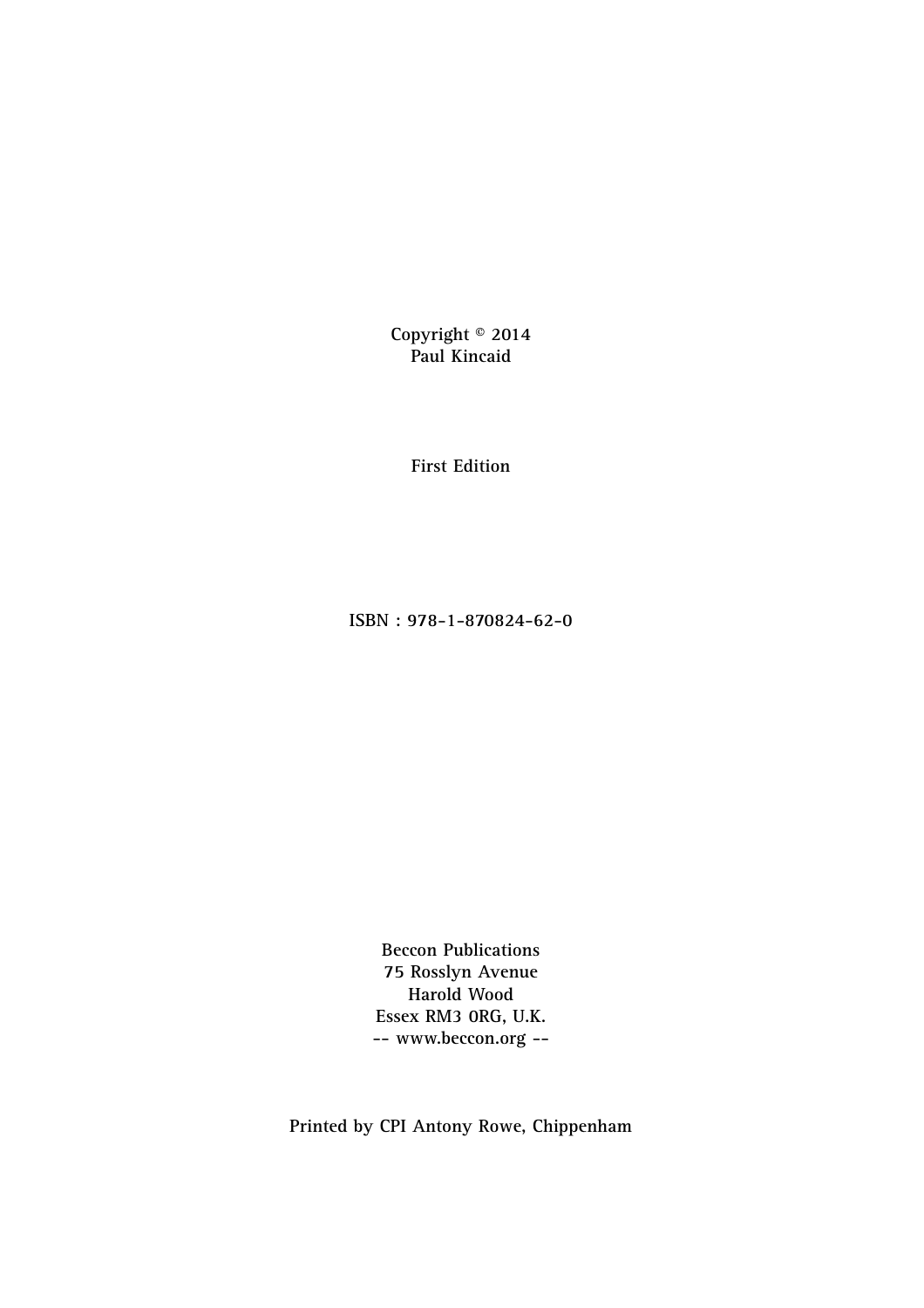Copyright © 2014
Paul Kincaid

First Edition

ISBN : 978-1-870824-62-0

Beccon Publications
75 Rosslyn Avenue
Harold Wood
Essex RM3 0RG, U.K.
-- www.beccon.org --

Printed by CPI Antony Rowe, Chippenham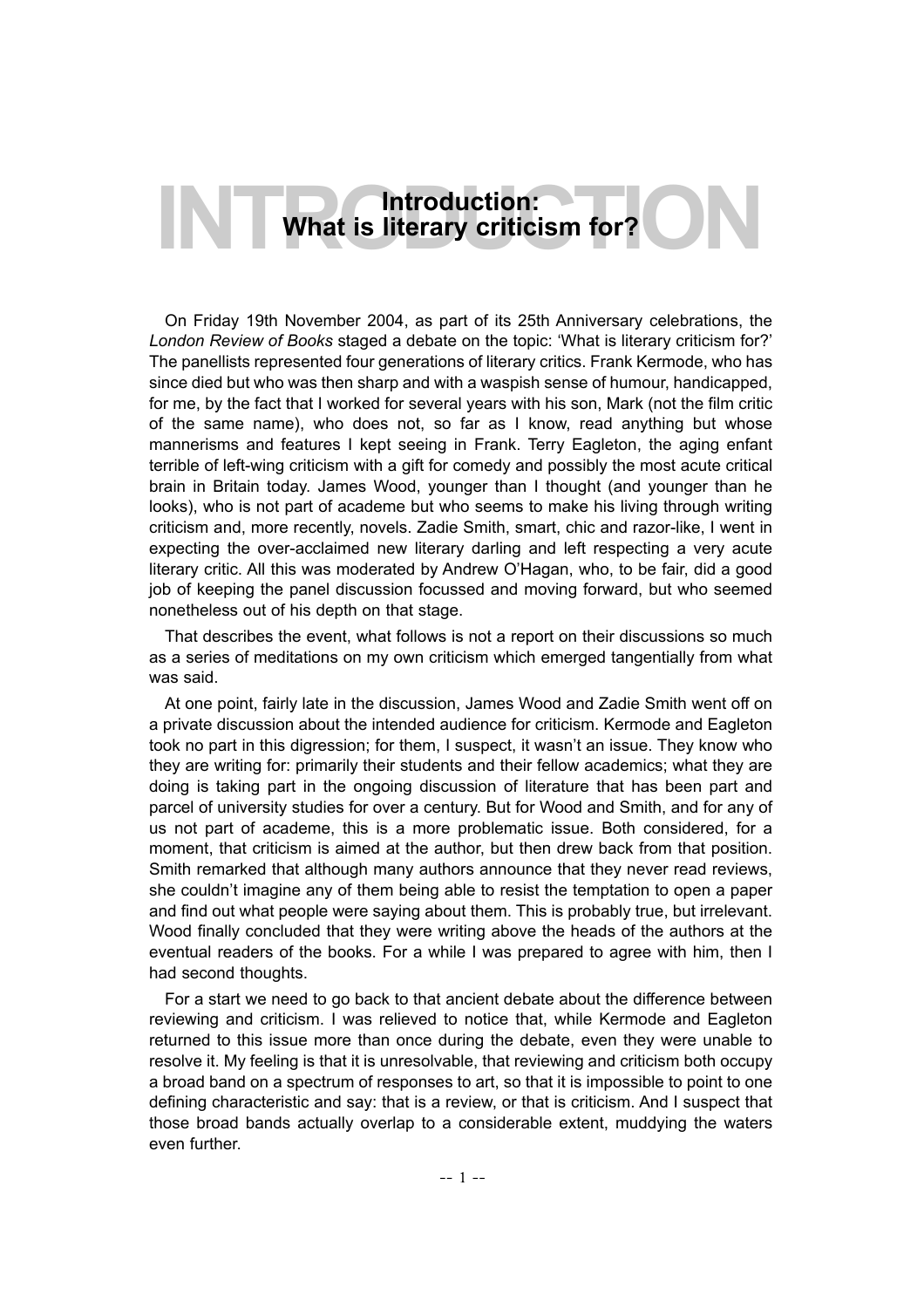# Introduction:
What is literary criticism for?

On Friday 19th November 2004, as part of its 25th Anniversary celebrations, the *London Review of Books* staged a debate on the topic: 'What is literary criticism for?' The panellists represented four generations of literary critics. Frank Kermode, who has since died but who was then sharp and with a waspish sense of humour, handicapped, for me, by the fact that I worked for several years with his son, Mark (not the film critic of the same name), who does not, so far as I know, read anything but whose mannerisms and features I kept seeing in Frank. Terry Eagleton, the aging enfant terrible of left-wing criticism with a gift for comedy and possibly the most acute critical brain in Britain today. James Wood, younger than I thought (and younger than he looks), who is not part of academe but who seems to make his living through writing criticism and, more recently, novels. Zadie Smith, smart, chic and razor-like, I went in expecting the over-acclaimed new literary darling and left respecting a very acute literary critic. All this was moderated by Andrew O'Hagan, who, to be fair, did a good job of keeping the panel discussion focussed and moving forward, but who seemed nonetheless out of his depth on that stage.

That describes the event, what follows is not a report on their discussions so much as a series of meditations on my own criticism which emerged tangentially from what was said.

At one point, fairly late in the discussion, James Wood and Zadie Smith went off on a private discussion about the intended audience for criticism. Kermode and Eagleton took no part in this digression; for them, I suspect, it wasn't an issue. They know who they are writing for: primarily their students and their fellow academics; what they are doing is taking part in the ongoing discussion of literature that has been part and parcel of university studies for over a century. But for Wood and Smith, and for any of us not part of academe, this is a more problematic issue. Both considered, for a moment, that criticism is aimed at the author, but then drew back from that position. Smith remarked that although many authors announce that they never read reviews, she couldn't imagine any of them being able to resist the temptation to open a paper and find out what people were saying about them. This is probably true, but irrelevant. Wood finally concluded that they were writing above the heads of the authors at the eventual readers of the books. For a while I was prepared to agree with him, then I had second thoughts.

For a start we need to go back to that ancient debate about the difference between reviewing and criticism. I was relieved to notice that, while Kermode and Eagleton returned to this issue more than once during the debate, even they were unable to resolve it. My feeling is that it is unresolvable, that reviewing and criticism both occupy a broad band on a spectrum of responses to art, so that it is impossible to point to one defining characteristic and say: that is a review, or that is criticism. And I suspect that those broad bands actually overlap to a considerable extent, muddying the waters even further.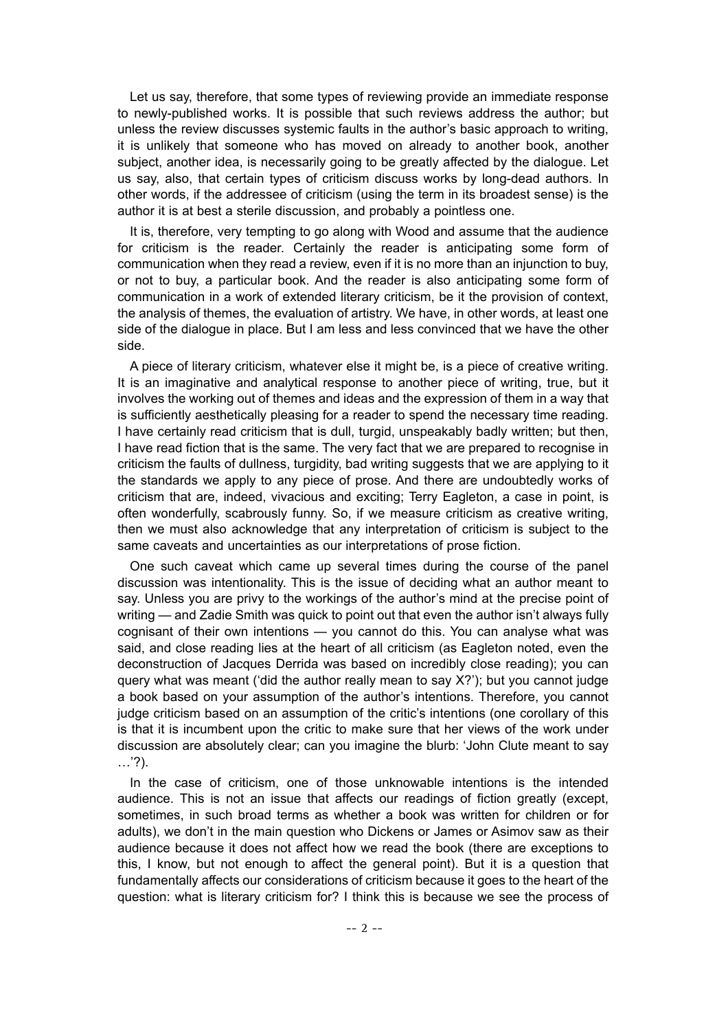Let us say, therefore, that some types of reviewing provide an immediate response to newly-published works. It is possible that such reviews address the author; but unless the review discusses systemic faults in the author's basic approach to writing, it is unlikely that someone who has moved on already to another book, another subject, another idea, is necessarily going to be greatly affected by the dialogue. Let us say, also, that certain types of criticism discuss works by long-dead authors. In other words, if the addressee of criticism (using the term in its broadest sense) is the author it is at best a sterile discussion, and probably a pointless one.

It is, therefore, very tempting to go along with Wood and assume that the audience for criticism is the reader. Certainly the reader is anticipating some form of communication when they read a review, even if it is no more than an injunction to buy, or not to buy, a particular book. And the reader is also anticipating some form of communication in a work of extended literary criticism, be it the provision of context, the analysis of themes, the evaluation of artistry. We have, in other words, at least one side of the dialogue in place. But I am less and less convinced that we have the other side.

A piece of literary criticism, whatever else it might be, is a piece of creative writing. It is an imaginative and analytical response to another piece of writing, true, but it involves the working out of themes and ideas and the expression of them in a way that is sufficiently aesthetically pleasing for a reader to spend the necessary time reading. I have certainly read criticism that is dull, turgid, unspeakably badly written; but then, I have read fiction that is the same. The very fact that we are prepared to recognise in criticism the faults of dullness, turgidity, bad writing suggests that we are applying to it the standards we apply to any piece of prose. And there are undoubtedly works of criticism that are, indeed, vivacious and exciting; Terry Eagleton, a case in point, is often wonderfully, scabrously funny. So, if we measure criticism as creative writing, then we must also acknowledge that any interpretation of criticism is subject to the same caveats and uncertainties as our interpretations of prose fiction.

One such caveat which came up several times during the course of the panel discussion was intentionality. This is the issue of deciding what an author meant to say. Unless you are privy to the workings of the author's mind at the precise point of writing — and Zadie Smith was quick to point out that even the author isn't always fully cognisant of their own intentions — you cannot do this. You can analyse what was said, and close reading lies at the heart of all criticism (as Eagleton noted, even the deconstruction of Jacques Derrida was based on incredibly close reading); you can query what was meant ('did the author really mean to say X?'); but you cannot judge a book based on your assumption of the author's intentions. Therefore, you cannot judge criticism based on an assumption of the critic's intentions (one corollary of this is that it is incumbent upon the critic to make sure that her views of the work under discussion are absolutely clear; can you imagine the blurb: 'John Clute meant to say …'?).

In the case of criticism, one of those unknowable intentions is the intended audience. This is not an issue that affects our readings of fiction greatly (except, sometimes, in such broad terms as whether a book was written for children or for adults), we don't in the main question who Dickens or James or Asimov saw as their audience because it does not affect how we read the book (there are exceptions to this, I know, but not enough to affect the general point). But it is a question that fundamentally affects our considerations of criticism because it goes to the heart of the question: what is literary criticism for? I think this is because we see the process of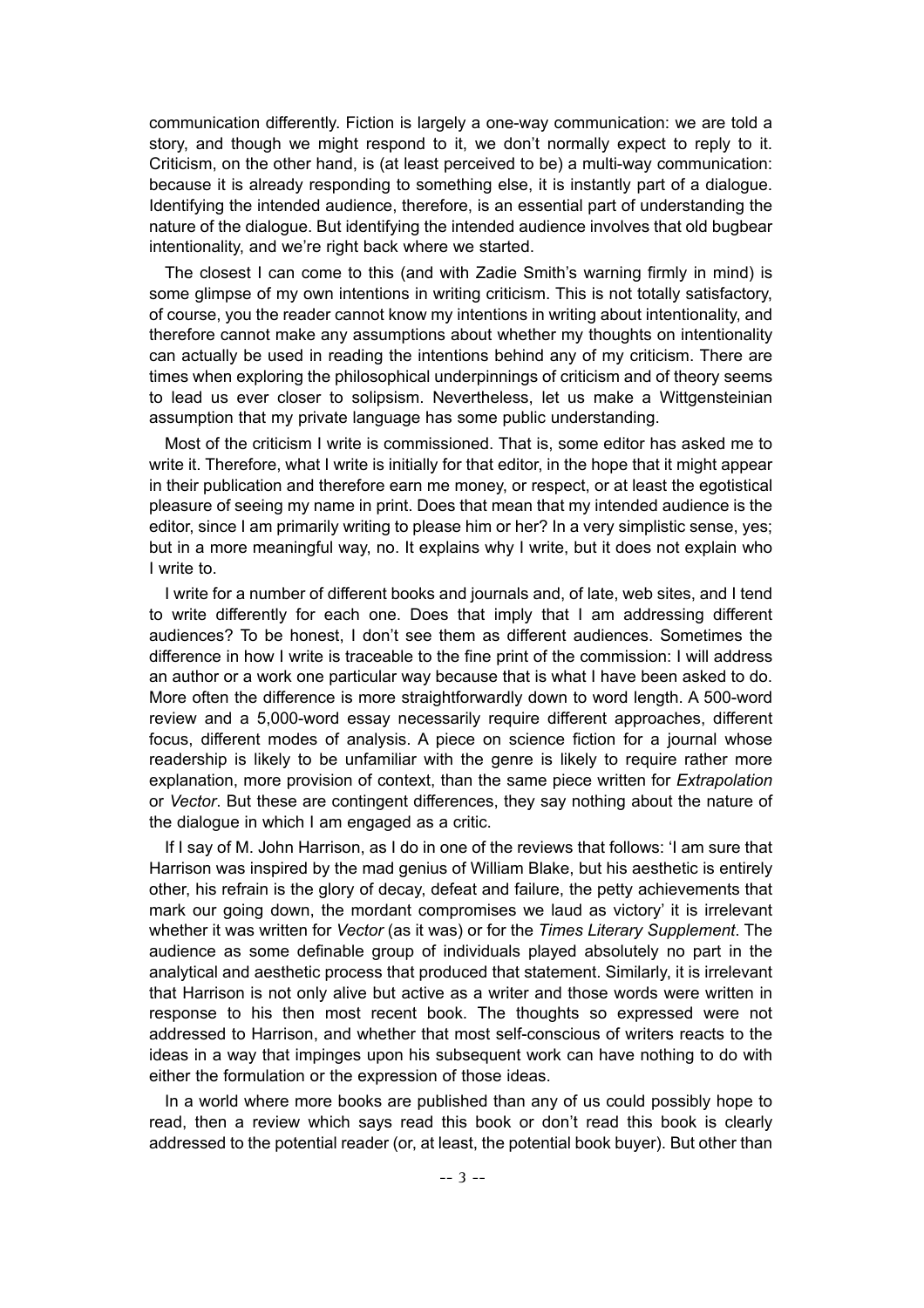communication differently. Fiction is largely a one-way communication: we are told a story, and though we might respond to it, we don't normally expect to reply to it. Criticism, on the other hand, is (at least perceived to be) a multi-way communication: because it is already responding to something else, it is instantly part of a dialogue. Identifying the intended audience, therefore, is an essential part of understanding the nature of the dialogue. But identifying the intended audience involves that old bugbear intentionality, and we're right back where we started.

The closest I can come to this (and with Zadie Smith's warning firmly in mind) is some glimpse of my own intentions in writing criticism. This is not totally satisfactory, of course, you the reader cannot know my intentions in writing about intentionality, and therefore cannot make any assumptions about whether my thoughts on intentionality can actually be used in reading the intentions behind any of my criticism. There are times when exploring the philosophical underpinnings of criticism and of theory seems to lead us ever closer to solipsism. Nevertheless, let us make a Wittgensteinian assumption that my private language has some public understanding.

Most of the criticism I write is commissioned. That is, some editor has asked me to write it. Therefore, what I write is initially for that editor, in the hope that it might appear in their publication and therefore earn me money, or respect, or at least the egotistical pleasure of seeing my name in print. Does that mean that my intended audience is the editor, since I am primarily writing to please him or her? In a very simplistic sense, yes; but in a more meaningful way, no. It explains why I write, but it does not explain who I write to.

I write for a number of different books and journals and, of late, web sites, and I tend to write differently for each one. Does that imply that I am addressing different audiences? To be honest, I don't see them as different audiences. Sometimes the difference in how I write is traceable to the fine print of the commission: I will address an author or a work one particular way because that is what I have been asked to do. More often the difference is more straightforwardly down to word length. A 500-word review and a 5,000-word essay necessarily require different approaches, different focus, different modes of analysis. A piece on science fiction for a journal whose readership is likely to be unfamiliar with the genre is likely to require rather more explanation, more provision of context, than the same piece written for *Extrapolation* or *Vector*. But these are contingent differences, they say nothing about the nature of the dialogue in which I am engaged as a critic.

If I say of M. John Harrison, as I do in one of the reviews that follows: 'I am sure that Harrison was inspired by the mad genius of William Blake, but his aesthetic is entirely other, his refrain is the glory of decay, defeat and failure, the petty achievements that mark our going down, the mordant compromises we laud as victory' it is irrelevant whether it was written for *Vector* (as it was) or for the *Times Literary Supplement*. The audience as some definable group of individuals played absolutely no part in the analytical and aesthetic process that produced that statement. Similarly, it is irrelevant that Harrison is not only alive but active as a writer and those words were written in response to his then most recent book. The thoughts so expressed were not addressed to Harrison, and whether that most self-conscious of writers reacts to the ideas in a way that impinges upon his subsequent work can have nothing to do with either the formulation or the expression of those ideas.

In a world where more books are published than any of us could possibly hope to read, then a review which says read this book or don't read this book is clearly addressed to the potential reader (or, at least, the potential book buyer). But other than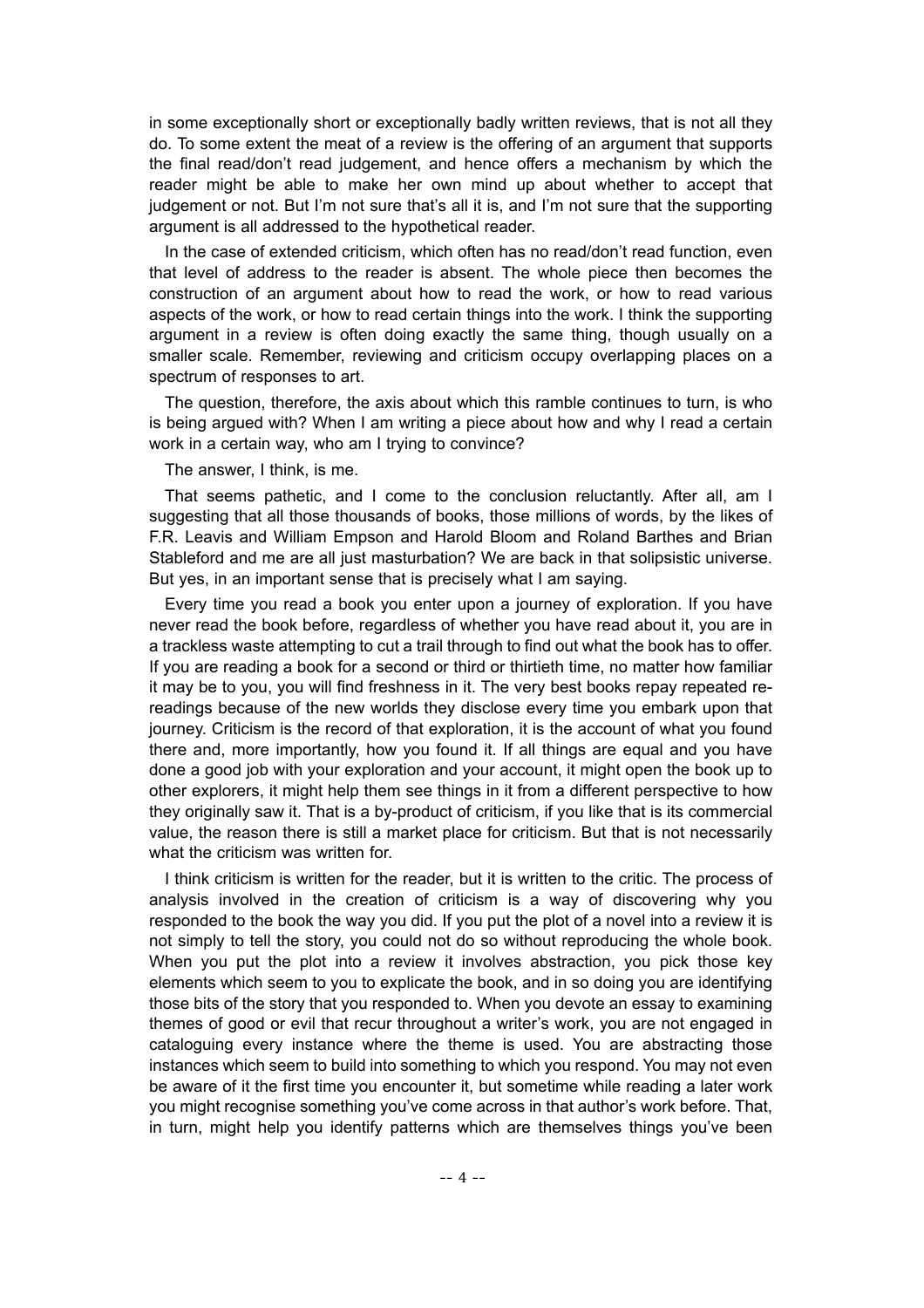in some exceptionally short or exceptionally badly written reviews, that is not all they do. To some extent the meat of a review is the offering of an argument that supports the final read/don't read judgement, and hence offers a mechanism by which the reader might be able to make her own mind up about whether to accept that judgement or not. But I'm not sure that's all it is, and I'm not sure that the supporting argument is all addressed to the hypothetical reader.

In the case of extended criticism, which often has no read/don't read function, even that level of address to the reader is absent. The whole piece then becomes the construction of an argument about how to read the work, or how to read various aspects of the work, or how to read certain things into the work. I think the supporting argument in a review is often doing exactly the same thing, though usually on a smaller scale. Remember, reviewing and criticism occupy overlapping places on a spectrum of responses to art.

The question, therefore, the axis about which this ramble continues to turn, is who is being argued with? When I am writing a piece about how and why I read a certain work in a certain way, who am I trying to convince?

The answer, I think, is me.

That seems pathetic, and I come to the conclusion reluctantly. After all, am I suggesting that all those thousands of books, those millions of words, by the likes of F.R. Leavis and William Empson and Harold Bloom and Roland Barthes and Brian Stableford and me are all just masturbation? We are back in that solipsistic universe. But yes, in an important sense that is precisely what I am saying.

Every time you read a book you enter upon a journey of exploration. If you have never read the book before, regardless of whether you have read about it, you are in a trackless waste attempting to cut a trail through to find out what the book has to offer. If you are reading a book for a second or third or thirtieth time, no matter how familiar it may be to you, you will find freshness in it. The very best books repay repeated re-readings because of the new worlds they disclose every time you embark upon that journey. Criticism is the record of that exploration, it is the account of what you found there and, more importantly, how you found it. If all things are equal and you have done a good job with your exploration and your account, it might open the book up to other explorers, it might help them see things in it from a different perspective to how they originally saw it. That is a by-product of criticism, if you like that is its commercial value, the reason there is still a market place for criticism. But that is not necessarily what the criticism was written for.

I think criticism is written for the reader, but it is written to the critic. The process of analysis involved in the creation of criticism is a way of discovering why you responded to the book the way you did. If you put the plot of a novel into a review it is not simply to tell the story, you could not do so without reproducing the whole book. When you put the plot into a review it involves abstraction, you pick those key elements which seem to you to explicate the book, and in so doing you are identifying those bits of the story that you responded to. When you devote an essay to examining themes of good or evil that recur throughout a writer's work, you are not engaged in cataloguing every instance where the theme is used. You are abstracting those instances which seem to build into something to which you respond. You may not even be aware of it the first time you encounter it, but sometime while reading a later work you might recognise something you've come across in that author's work before. That, in turn, might help you identify patterns which are themselves things you've been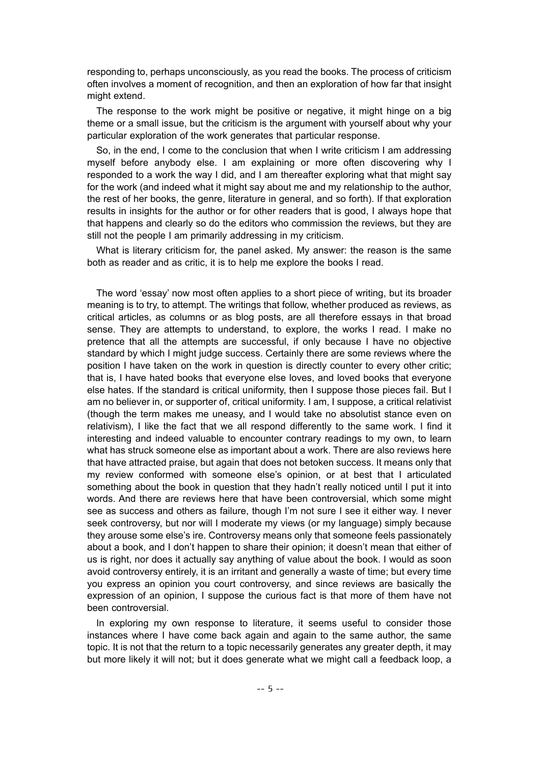responding to, perhaps unconsciously, as you read the books. The process of criticism often involves a moment of recognition, and then an exploration of how far that insight might extend.

The response to the work might be positive or negative, it might hinge on a big theme or a small issue, but the criticism is the argument with yourself about why your particular exploration of the work generates that particular response.

So, in the end, I come to the conclusion that when I write criticism I am addressing myself before anybody else. I am explaining or more often discovering why I responded to a work the way I did, and I am thereafter exploring what that might say for the work (and indeed what it might say about me and my relationship to the author, the rest of her books, the genre, literature in general, and so forth). If that exploration results in insights for the author or for other readers that is good, I always hope that that happens and clearly so do the editors who commission the reviews, but they are still not the people I am primarily addressing in my criticism.

What is literary criticism for, the panel asked. My answer: the reason is the same both as reader and as critic, it is to help me explore the books I read.

The word 'essay' now most often applies to a short piece of writing, but its broader meaning is to try, to attempt. The writings that follow, whether produced as reviews, as critical articles, as columns or as blog posts, are all therefore essays in that broad sense. They are attempts to understand, to explore, the works I read. I make no pretence that all the attempts are successful, if only because I have no objective standard by which I might judge success. Certainly there are some reviews where the position I have taken on the work in question is directly counter to every other critic; that is, I have hated books that everyone else loves, and loved books that everyone else hates. If the standard is critical uniformity, then I suppose those pieces fail. But I am no believer in, or supporter of, critical uniformity. I am, I suppose, a critical relativist (though the term makes me uneasy, and I would take no absolutist stance even on relativism), I like the fact that we all respond differently to the same work. I find it interesting and indeed valuable to encounter contrary readings to my own, to learn what has struck someone else as important about a work. There are also reviews here that have attracted praise, but again that does not betoken success. It means only that my review conformed with someone else's opinion, or at best that I articulated something about the book in question that they hadn't really noticed until I put it into words. And there are reviews here that have been controversial, which some might see as success and others as failure, though I'm not sure I see it either way. I never seek controversy, but nor will I moderate my views (or my language) simply because they arouse some else's ire. Controversy means only that someone feels passionately about a book, and I don't happen to share their opinion; it doesn't mean that either of us is right, nor does it actually say anything of value about the book. I would as soon avoid controversy entirely, it is an irritant and generally a waste of time; but every time you express an opinion you court controversy, and since reviews are basically the expression of an opinion, I suppose the curious fact is that more of them have not been controversial.

In exploring my own response to literature, it seems useful to consider those instances where I have come back again and again to the same author, the same topic. It is not that the return to a topic necessarily generates any greater depth, it may but more likely it will not; but it does generate what we might call a feedback loop, a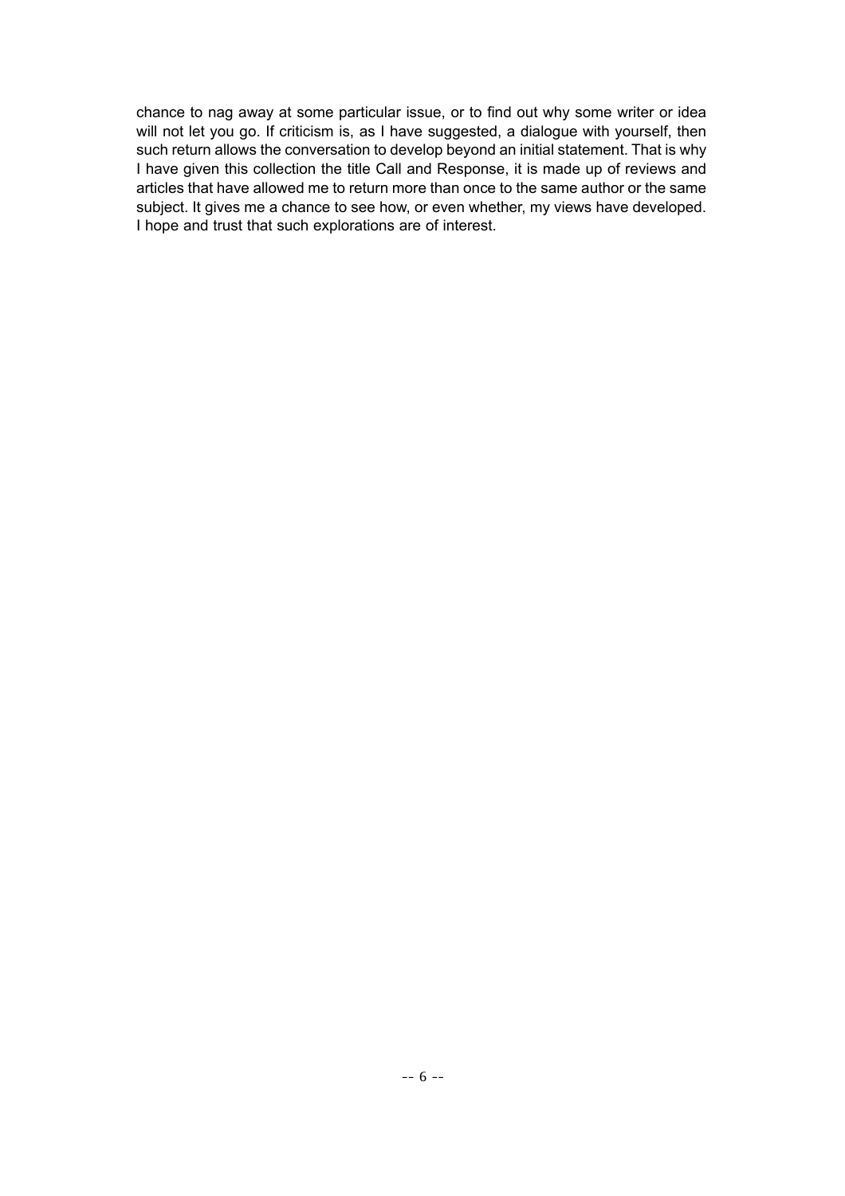chance to nag away at some particular issue, or to find out why some writer or idea will not let you go. If criticism is, as I have suggested, a dialogue with yourself, then such return allows the conversation to develop beyond an initial statement. That is why I have given this collection the title Call and Response, it is made up of reviews and articles that have allowed me to return more than once to the same author or the same subject. It gives me a chance to see how, or even whether, my views have developed. I hope and trust that such explorations are of interest.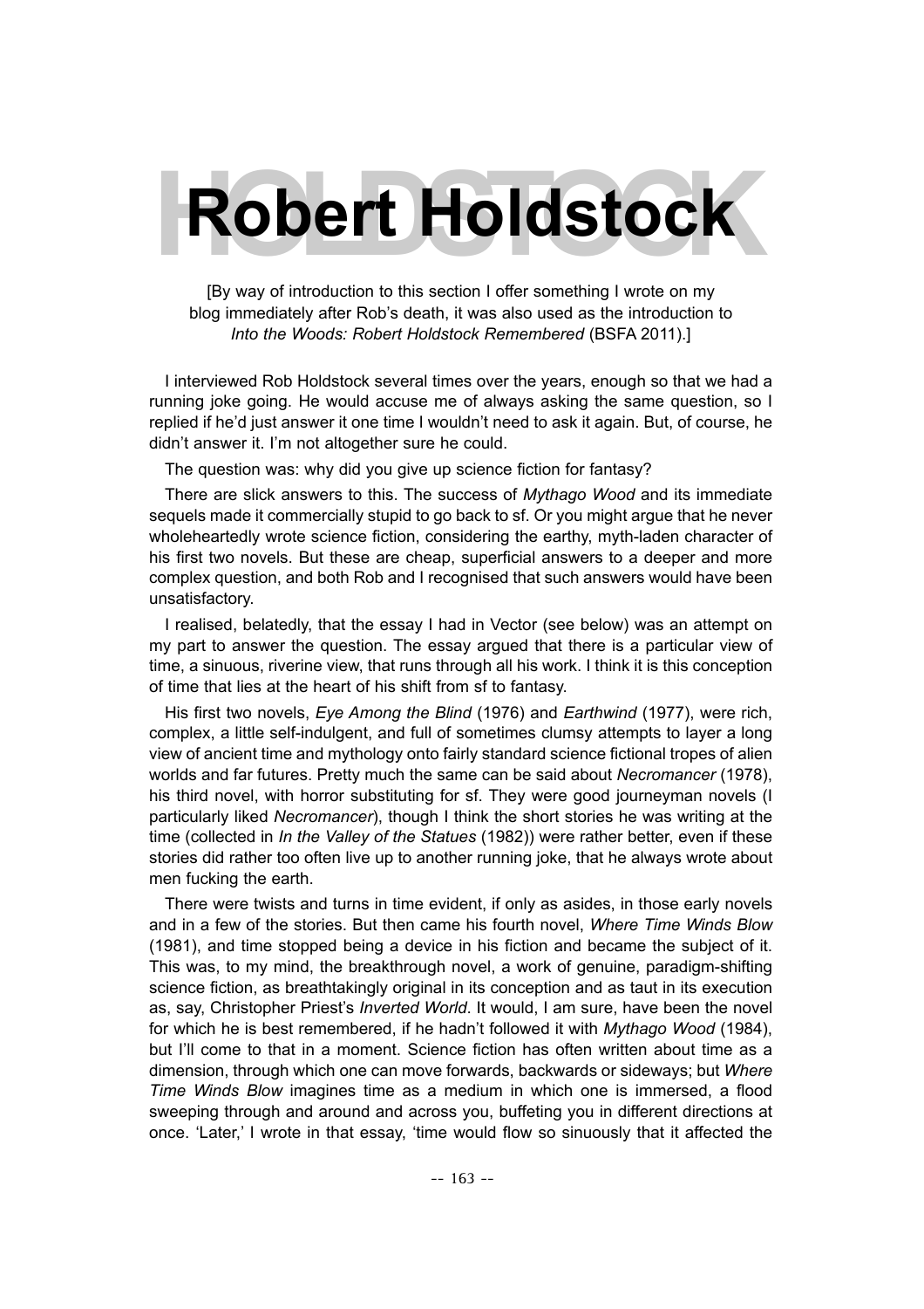# Robert Holdstock

[By way of introduction to this section I offer something I wrote on my blog immediately after Rob's death, it was also used as the introduction to *Into the Woods: Robert Holdstock Remembered* (BSFA 2011).]

I interviewed Rob Holdstock several times over the years, enough so that we had a running joke going. He would accuse me of always asking the same question, so I replied if he'd just answer it one time I wouldn't need to ask it again. But, of course, he didn't answer it. I'm not altogether sure he could.

The question was: why did you give up science fiction for fantasy?

There are slick answers to this. The success of *Mythago Wood* and its immediate sequels made it commercially stupid to go back to sf. Or you might argue that he never wholeheartedly wrote science fiction, considering the earthy, myth-laden character of his first two novels. But these are cheap, superficial answers to a deeper and more complex question, and both Rob and I recognised that such answers would have been unsatisfactory.

I realised, belatedly, that the essay I had in Vector (see below) was an attempt on my part to answer the question. The essay argued that there is a particular view of time, a sinuous, riverine view, that runs through all his work. I think it is this conception of time that lies at the heart of his shift from sf to fantasy.

His first two novels, *Eye Among the Blind* (1976) and *Earthwind* (1977), were rich, complex, a little self-indulgent, and full of sometimes clumsy attempts to layer a long view of ancient time and mythology onto fairly standard science fictional tropes of alien worlds and far futures. Pretty much the same can be said about *Necromancer* (1978), his third novel, with horror substituting for sf. They were good journeyman novels (I particularly liked *Necromancer*), though I think the short stories he was writing at the time (collected in *In the Valley of the Statues* (1982)) were rather better, even if these stories did rather too often live up to another running joke, that he always wrote about men fucking the earth.

There were twists and turns in time evident, if only as asides, in those early novels and in a few of the stories. But then came his fourth novel, *Where Time Winds Blow* (1981), and time stopped being a device in his fiction and became the subject of it. This was, to my mind, the breakthrough novel, a work of genuine, paradigm-shifting science fiction, as breathtakingly original in its conception and as taut in its execution as, say, Christopher Priest's *Inverted World*. It would, I am sure, have been the novel for which he is best remembered, if he hadn't followed it with *Mythago Wood* (1984), but I'll come to that in a moment. Science fiction has often written about time as a dimension, through which one can move forwards, backwards or sideways; but *Where Time Winds Blow* imagines time as a medium in which one is immersed, a flood sweeping through and around and across you, buffeting you in different directions at once. 'Later,' I wrote in that essay, 'time would flow so sinuously that it affected the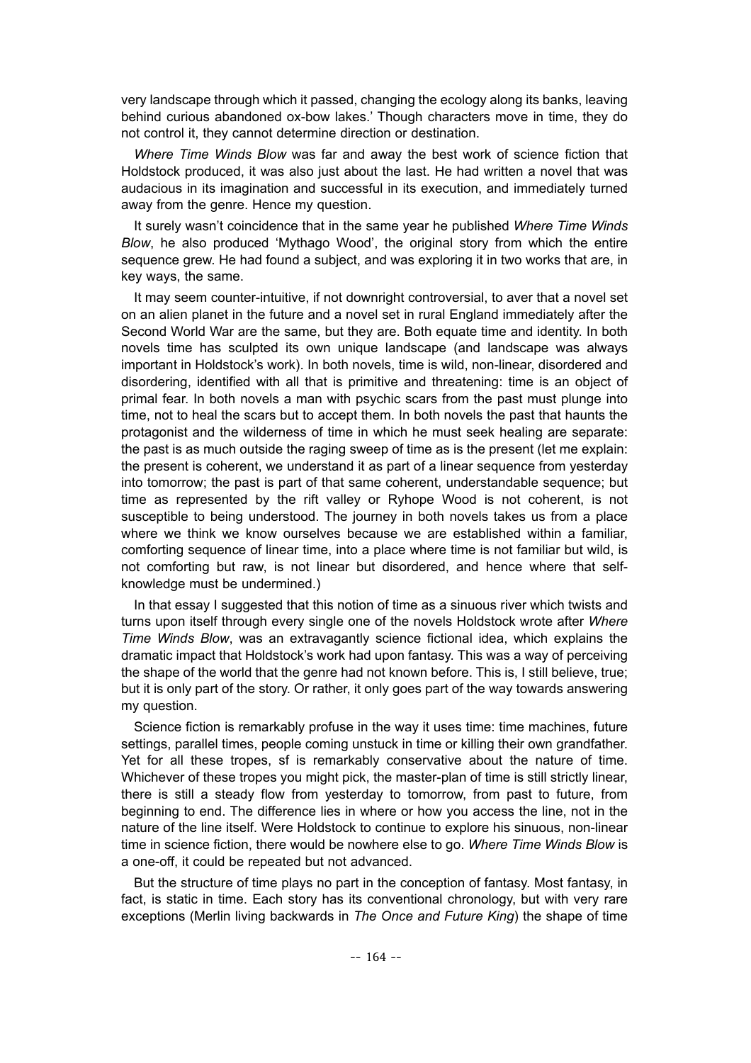very landscape through which it passed, changing the ecology along its banks, leaving behind curious abandoned ox-bow lakes.' Though characters move in time, they do not control it, they cannot determine direction or destination.

*Where Time Winds Blow* was far and away the best work of science fiction that Holdstock produced, it was also just about the last. He had written a novel that was audacious in its imagination and successful in its execution, and immediately turned away from the genre. Hence my question.

It surely wasn't coincidence that in the same year he published *Where Time Winds Blow*, he also produced 'Mythago Wood', the original story from which the entire sequence grew. He had found a subject, and was exploring it in two works that are, in key ways, the same.

It may seem counter-intuitive, if not downright controversial, to aver that a novel set on an alien planet in the future and a novel set in rural England immediately after the Second World War are the same, but they are. Both equate time and identity. In both novels time has sculpted its own unique landscape (and landscape was always important in Holdstock's work). In both novels, time is wild, non-linear, disordered and disordering, identified with all that is primitive and threatening: time is an object of primal fear. In both novels a man with psychic scars from the past must plunge into time, not to heal the scars but to accept them. In both novels the past that haunts the protagonist and the wilderness of time in which he must seek healing are separate: the past is as much outside the raging sweep of time as is the present (let me explain: the present is coherent, we understand it as part of a linear sequence from yesterday into tomorrow; the past is part of that same coherent, understandable sequence; but time as represented by the rift valley or Ryhope Wood is not coherent, is not susceptible to being understood. The journey in both novels takes us from a place where we think we know ourselves because we are established within a familiar, comforting sequence of linear time, into a place where time is not familiar but wild, is not comforting but raw, is not linear but disordered, and hence where that self-knowledge must be undermined.)

In that essay I suggested that this notion of time as a sinuous river which twists and turns upon itself through every single one of the novels Holdstock wrote after *Where Time Winds Blow*, was an extravagantly science fictional idea, which explains the dramatic impact that Holdstock's work had upon fantasy. This was a way of perceiving the shape of the world that the genre had not known before. This is, I still believe, true; but it is only part of the story. Or rather, it only goes part of the way towards answering my question.

Science fiction is remarkably profuse in the way it uses time: time machines, future settings, parallel times, people coming unstuck in time or killing their own grandfather. Yet for all these tropes, sf is remarkably conservative about the nature of time. Whichever of these tropes you might pick, the master-plan of time is still strictly linear, there is still a steady flow from yesterday to tomorrow, from past to future, from beginning to end. The difference lies in where or how you access the line, not in the nature of the line itself. Were Holdstock to continue to explore his sinuous, non-linear time in science fiction, there would be nowhere else to go. *Where Time Winds Blow* is a one-off, it could be repeated but not advanced.

But the structure of time plays no part in the conception of fantasy. Most fantasy, in fact, is static in time. Each story has its conventional chronology, but with very rare exceptions (Merlin living backwards in *The Once and Future King*) the shape of time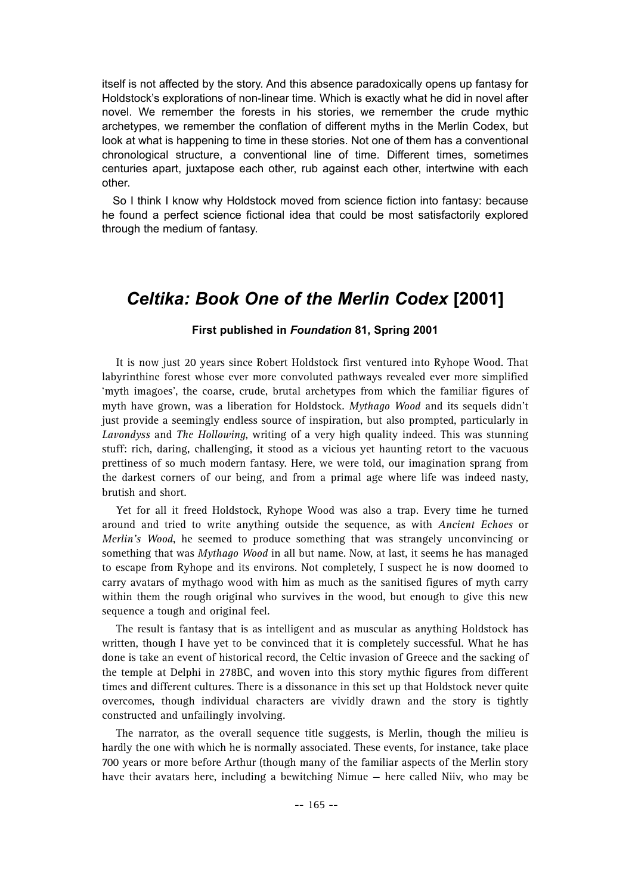itself is not affected by the story. And this absence paradoxically opens up fantasy for Holdstock's explorations of non-linear time. Which is exactly what he did in novel after novel. We remember the forests in his stories, we remember the crude mythic archetypes, we remember the conflation of different myths in the Merlin Codex, but look at what is happening to time in these stories. Not one of them has a conventional chronological structure, a conventional line of time. Different times, sometimes centuries apart, juxtapose each other, rub against each other, intertwine with each other.

So I think I know why Holdstock moved from science fiction into fantasy: because he found a perfect science fictional idea that could be most satisfactorily explored through the medium of fantasy.

## *Celtika: Book One of the Merlin Codex* [2001]

**First published in *Foundation* 81, Spring 2001**

It is now just 20 years since Robert Holdstock first ventured into Ryhope Wood. That labyrinthine forest whose ever more convoluted pathways revealed ever more simplified 'myth imagoes', the coarse, crude, brutal archetypes from which the familiar figures of myth have grown, was a liberation for Holdstock. *Mythago Wood* and its sequels didn't just provide a seemingly endless source of inspiration, but also prompted, particularly in *Lavondyss* and *The Hollowing*, writing of a very high quality indeed. This was stunning stuff: rich, daring, challenging, it stood as a vicious yet haunting retort to the vacuous prettiness of so much modern fantasy. Here, we were told, our imagination sprang from the darkest corners of our being, and from a primal age where life was indeed nasty, brutish and short.

Yet for all it freed Holdstock, Ryhope Wood was also a trap. Every time he turned around and tried to write anything outside the sequence, as with *Ancient Echoes* or *Merlin's Wood*, he seemed to produce something that was strangely unconvincing or something that was *Mythago Wood* in all but name. Now, at last, it seems he has managed to escape from Ryhope and its environs. Not completely, I suspect he is now doomed to carry avatars of mythago wood with him as much as the sanitised figures of myth carry within them the rough original who survives in the wood, but enough to give this new sequence a tough and original feel.

The result is fantasy that is as intelligent and as muscular as anything Holdstock has written, though I have yet to be convinced that it is completely successful. What he has done is take an event of historical record, the Celtic invasion of Greece and the sacking of the temple at Delphi in 278BC, and woven into this story mythic figures from different times and different cultures. There is a dissonance in this set up that Holdstock never quite overcomes, though individual characters are vividly drawn and the story is tightly constructed and unfailingly involving.

The narrator, as the overall sequence title suggests, is Merlin, though the milieu is hardly the one with which he is normally associated. These events, for instance, take place 700 years or more before Arthur (though many of the familiar aspects of the Merlin story have their avatars here, including a bewitching Nimue – here called Niiv, who may be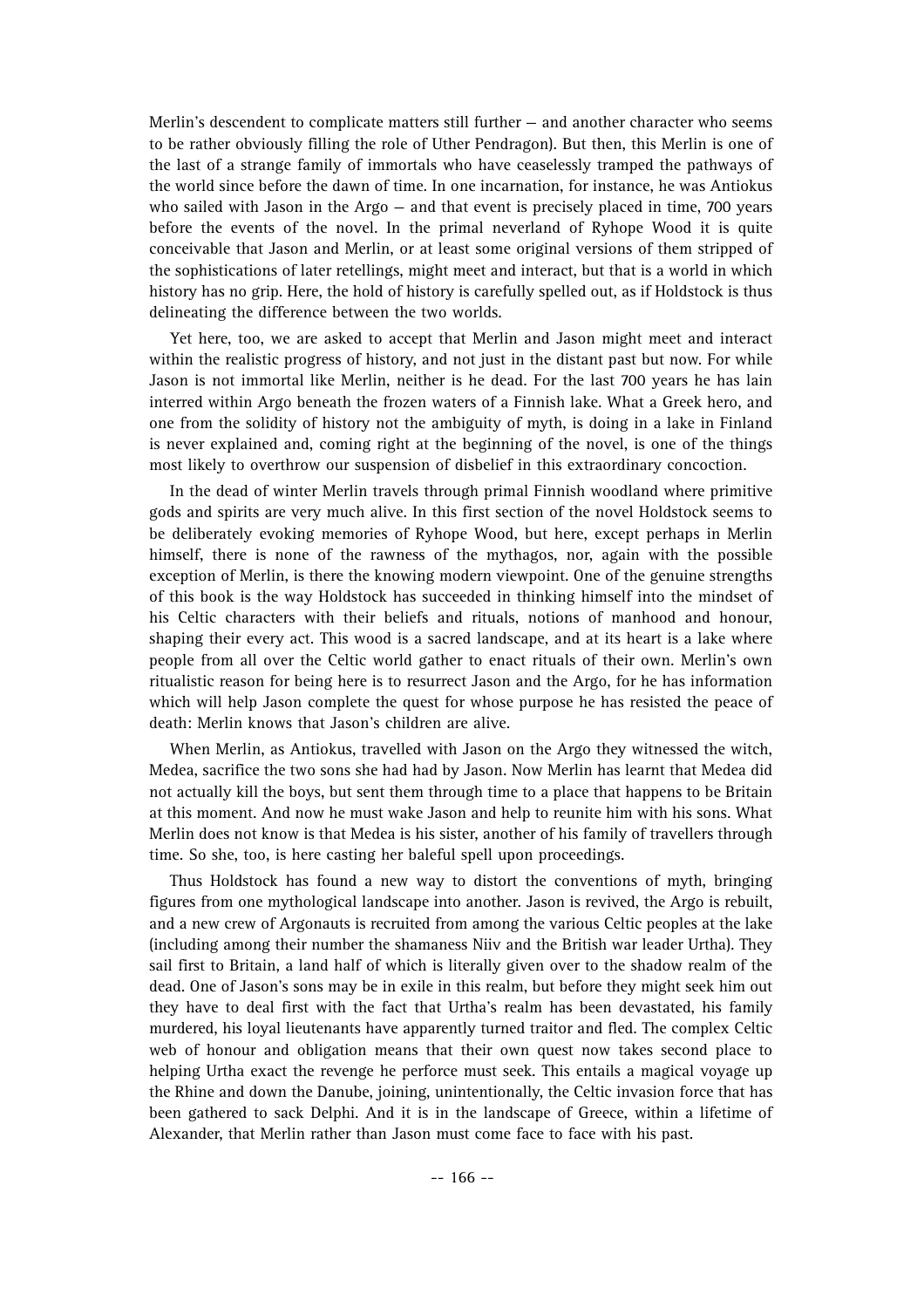Merlin's descendent to complicate matters still further — and another character who seems to be rather obviously filling the role of Uther Pendragon). But then, this Merlin is one of the last of a strange family of immortals who have ceaselessly tramped the pathways of the world since before the dawn of time. In one incarnation, for instance, he was Antiokus who sailed with Jason in the Argo — and that event is precisely placed in time, 700 years before the events of the novel. In the primal neverland of Ryhope Wood it is quite conceivable that Jason and Merlin, or at least some original versions of them stripped of the sophistications of later retellings, might meet and interact, but that is a world in which history has no grip. Here, the hold of history is carefully spelled out, as if Holdstock is thus delineating the difference between the two worlds.

Yet here, too, we are asked to accept that Merlin and Jason might meet and interact within the realistic progress of history, and not just in the distant past but now. For while Jason is not immortal like Merlin, neither is he dead. For the last 700 years he has lain interred within Argo beneath the frozen waters of a Finnish lake. What a Greek hero, and one from the solidity of history not the ambiguity of myth, is doing in a lake in Finland is never explained and, coming right at the beginning of the novel, is one of the things most likely to overthrow our suspension of disbelief in this extraordinary concoction.

In the dead of winter Merlin travels through primal Finnish woodland where primitive gods and spirits are very much alive. In this first section of the novel Holdstock seems to be deliberately evoking memories of Ryhope Wood, but here, except perhaps in Merlin himself, there is none of the rawness of the mythagos, nor, again with the possible exception of Merlin, is there the knowing modern viewpoint. One of the genuine strengths of this book is the way Holdstock has succeeded in thinking himself into the mindset of his Celtic characters with their beliefs and rituals, notions of manhood and honour, shaping their every act. This wood is a sacred landscape, and at its heart is a lake where people from all over the Celtic world gather to enact rituals of their own. Merlin's own ritualistic reason for being here is to resurrect Jason and the Argo, for he has information which will help Jason complete the quest for whose purpose he has resisted the peace of death: Merlin knows that Jason's children are alive.

When Merlin, as Antiokus, travelled with Jason on the Argo they witnessed the witch, Medea, sacrifice the two sons she had had by Jason. Now Merlin has learnt that Medea did not actually kill the boys, but sent them through time to a place that happens to be Britain at this moment. And now he must wake Jason and help to reunite him with his sons. What Merlin does not know is that Medea is his sister, another of his family of travellers through time. So she, too, is here casting her baleful spell upon proceedings.

Thus Holdstock has found a new way to distort the conventions of myth, bringing figures from one mythological landscape into another. Jason is revived, the Argo is rebuilt, and a new crew of Argonauts is recruited from among the various Celtic peoples at the lake (including among their number the shamaness Niiv and the British war leader Urtha). They sail first to Britain, a land half of which is literally given over to the shadow realm of the dead. One of Jason's sons may be in exile in this realm, but before they might seek him out they have to deal first with the fact that Urtha's realm has been devastated, his family murdered, his loyal lieutenants have apparently turned traitor and fled. The complex Celtic web of honour and obligation means that their own quest now takes second place to helping Urtha exact the revenge he perforce must seek. This entails a magical voyage up the Rhine and down the Danube, joining, unintentionally, the Celtic invasion force that has been gathered to sack Delphi. And it is in the landscape of Greece, within a lifetime of Alexander, that Merlin rather than Jason must come face to face with his past.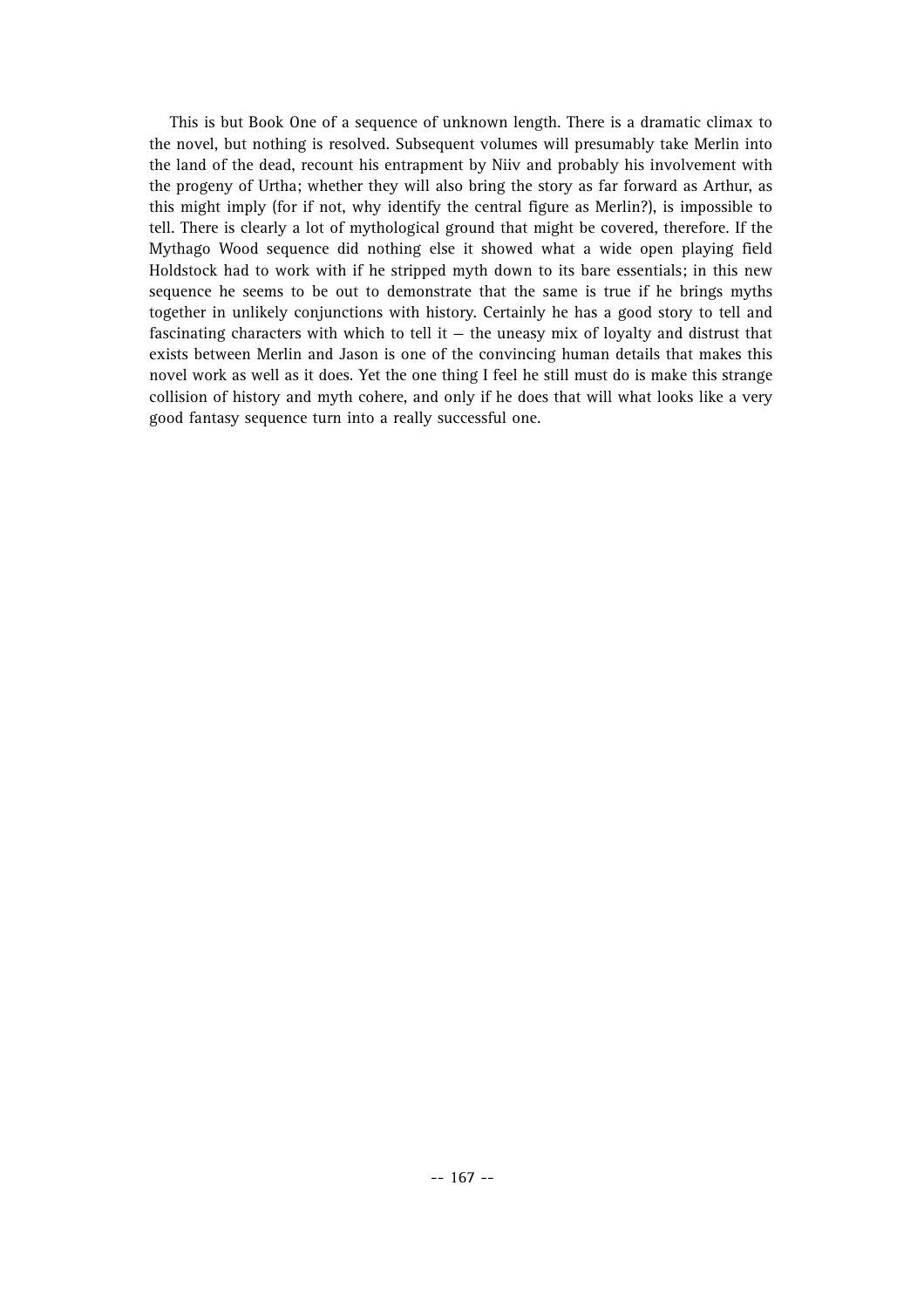This is but Book One of a sequence of unknown length. There is a dramatic climax to the novel, but nothing is resolved. Subsequent volumes will presumably take Merlin into the land of the dead, recount his entrapment by Niiv and probably his involvement with the progeny of Urtha; whether they will also bring the story as far forward as Arthur, as this might imply (for if not, why identify the central figure as Merlin?), is impossible to tell. There is clearly a lot of mythological ground that might be covered, therefore. If the Mythago Wood sequence did nothing else it showed what a wide open playing field Holdstock had to work with if he stripped myth down to its bare essentials; in this new sequence he seems to be out to demonstrate that the same is true if he brings myths together in unlikely conjunctions with history. Certainly he has a good story to tell and fascinating characters with which to tell it — the uneasy mix of loyalty and distrust that exists between Merlin and Jason is one of the convincing human details that makes this novel work as well as it does. Yet the one thing I feel he still must do is make this strange collision of history and myth cohere, and only if he does that will what looks like a very good fantasy sequence turn into a really successful one.